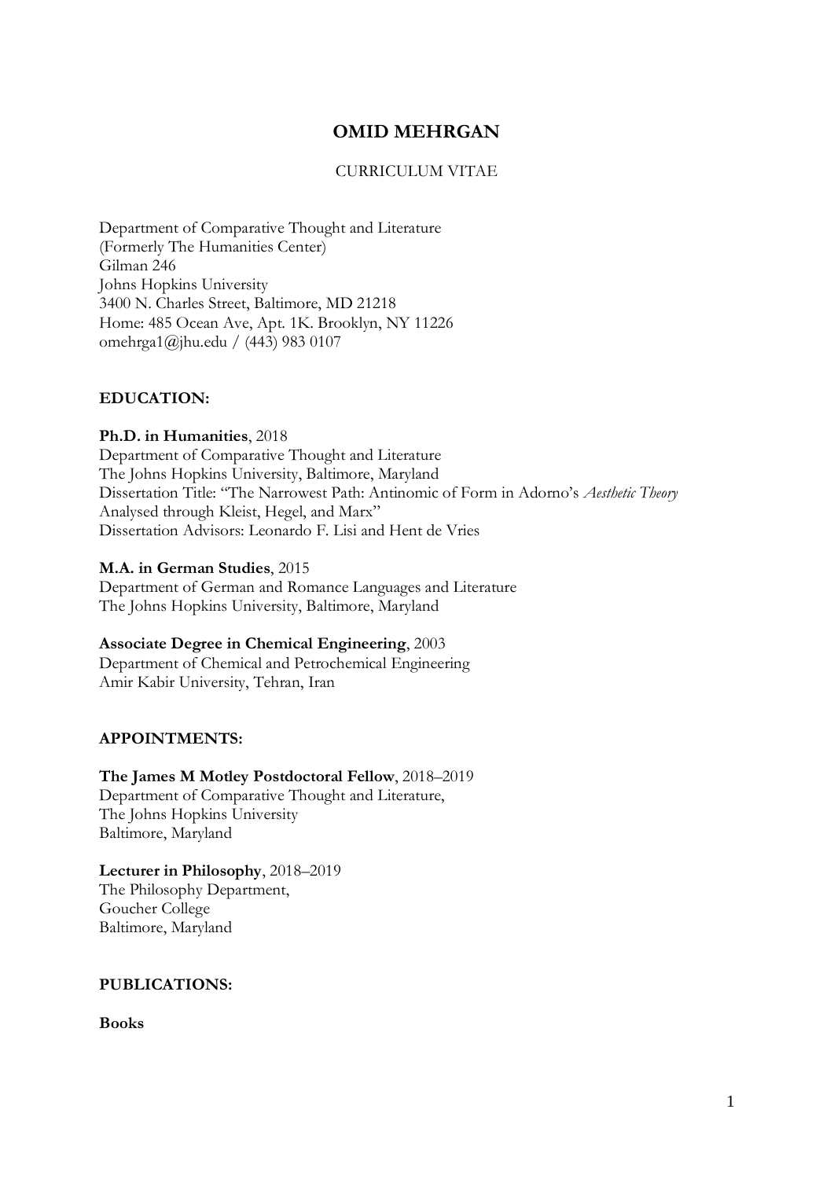# OMID MEHRGAN

CURRICULUM VITAE

Department of Comparative Thought and Literature
(Formerly The Humanities Center)
Gilman 246
Johns Hopkins University
3400 N. Charles Street, Baltimore, MD 21218
Home: 485 Ocean Ave, Apt. 1K. Brooklyn, NY 11226
omehrga1@jhu.edu / (443) 983 0107

## EDUCATION:

**Ph.D. in Humanities**, 2018
Department of Comparative Thought and Literature
The Johns Hopkins University, Baltimore, Maryland
Dissertation Title: "The Narrowest Path: Antinomic of Form in Adorno's *Aesthetic Theory* Analysed through Kleist, Hegel, and Marx"
Dissertation Advisors: Leonardo F. Lisi and Hent de Vries

**M.A. in German Studies**, 2015
Department of German and Romance Languages and Literature
The Johns Hopkins University, Baltimore, Maryland

**Associate Degree in Chemical Engineering**, 2003
Department of Chemical and Petrochemical Engineering
Amir Kabir University, Tehran, Iran

## APPOINTMENTS:

**The James M Motley Postdoctoral Fellow**, 2018–2019
Department of Comparative Thought and Literature,
The Johns Hopkins University
Baltimore, Maryland

**Lecturer in Philosophy**, 2018–2019
The Philosophy Department,
Goucher College
Baltimore, Maryland

## PUBLICATIONS:

### Books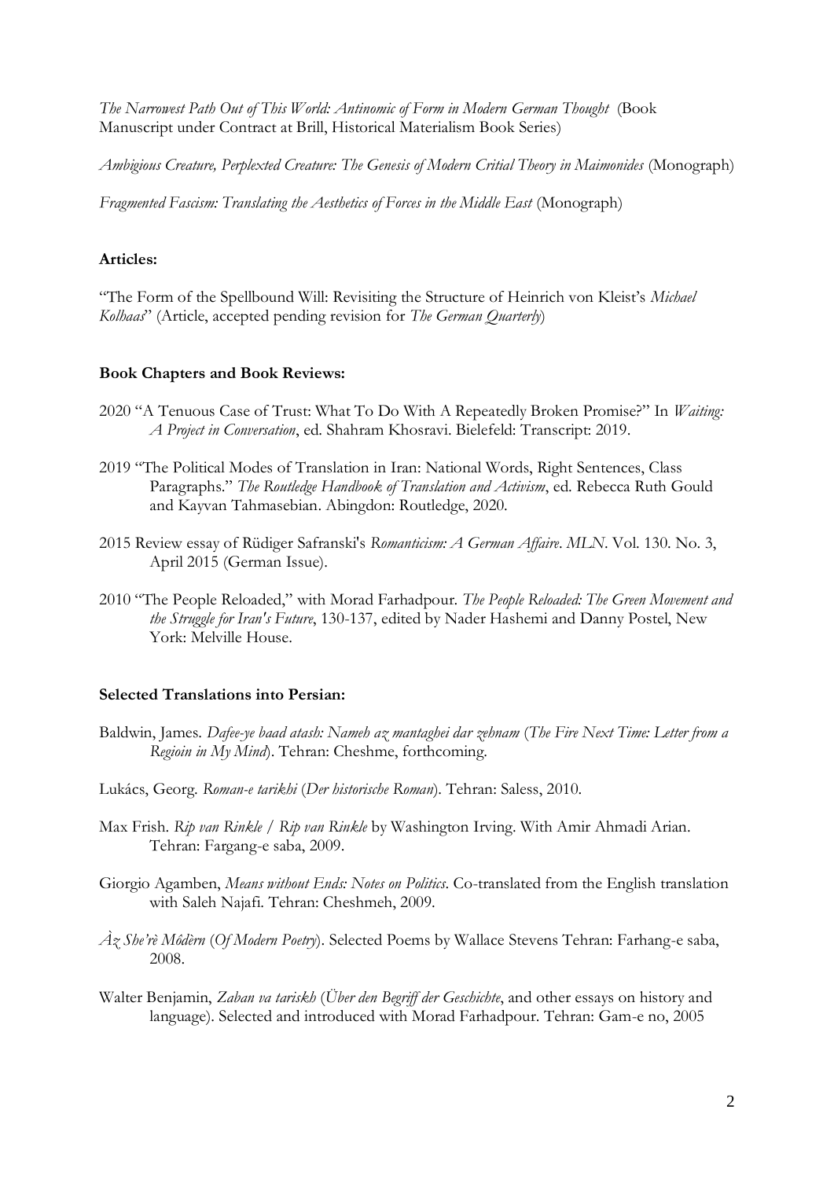*The Narrowest Path Out of This World: Antinomic of Form in Modern German Thought* (Book Manuscript under Contract at Brill, Historical Materialism Book Series)

*Ambigious Creature, Perplexted Creature: The Genesis of Modern Critial Theory in Maimonides* (Monograph)

*Fragmented Fascism: Translating the Aesthetics of Forces in the Middle East* (Monograph)

**Articles:**

"The Form of the Spellbound Will: Revisiting the Structure of Heinrich von Kleist's *Michael Kolhaas*" (Article, accepted pending revision for *The German Quarterly*)

**Book Chapters and Book Reviews:**

2020 "A Tenuous Case of Trust: What To Do With A Repeatedly Broken Promise?" In *Waiting: A Project in Conversation*, ed. Shahram Khosravi. Bielefeld: Transcript: 2019.

2019 "The Political Modes of Translation in Iran: National Words, Right Sentences, Class Paragraphs." *The Routledge Handbook of Translation and Activism*, ed. Rebecca Ruth Gould and Kayvan Tahmasebian. Abingdon: Routledge, 2020.

2015 Review essay of Rüdiger Safranski's *Romanticism: A German Affaire*. *MLN*. Vol. 130. No. 3, April 2015 (German Issue).

2010 "The People Reloaded," with Morad Farhadpour. *The People Reloaded: The Green Movement and the Struggle for Iran's Future*, 130-137, edited by Nader Hashemi and Danny Postel, New York: Melville House.

**Selected Translations into Persian:**

Baldwin, James. *Dafee-ye baad atash: Nameh az mantaghei dar zehnam* (*The Fire Next Time: Letter from a Regioin in My Mind*). Tehran: Cheshme, forthcoming.

Lukács, Georg. *Roman-e tarikhi* (*Der historische Roman*). Tehran: Saless, 2010.

Max Frish. *Rip van Rinkle* / *Rip van Rinkle* by Washington Irving. With Amir Ahmadi Arian. Tehran: Fargang-e saba, 2009.

Giorgio Agamben, *Means without Ends: Notes on Politics*. Co-translated from the English translation with Saleh Najafi. Tehran: Cheshmeh, 2009.

*Àz She'rè Môdèrn* (*Of Modern Poetry*). Selected Poems by Wallace Stevens Tehran: Farhang-e saba, 2008.

Walter Benjamin, *Zaban va tariskh* (*Über den Begriff der Geschichte*, and other essays on history and language). Selected and introduced with Morad Farhadpour. Tehran: Gam-e no, 2005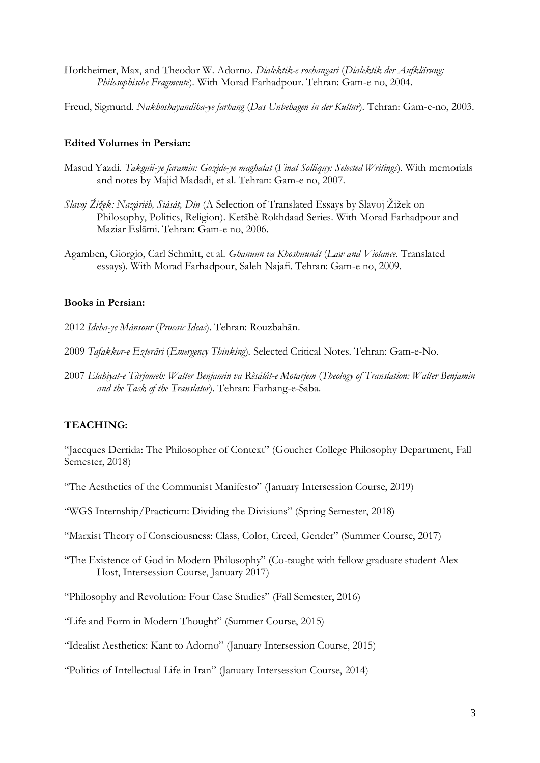Horkheimer, Max, and Theodor W. Adorno. *Dialektik-e roshangari* (*Dialektik der Aufklärung: Philosophische Fragmente*). With Morad Farhadpour. Tehran: Gam-e no, 2004.

Freud, Sigmund. *Nakhoshayandiha-ye farhang* (*Das Unbehagen in der Kultur*). Tehran: Gam-e-no, 2003.

**Edited Volumes in Persian:**

Masud Yazdi. *Takguii-ye faramin: Gozide-ye maghalat* (*Final Solliquy: Selected Writings*). With memorials and notes by Majid Madadi, et al. Tehran: Gam-e no, 2007.

*Slavoj Žižek: Nazárièh, Siását, Dîn* (A Selection of Translated Essays by Slavoj Žižek on Philosophy, Politics, Religion). Ketābè Rokhdaad Series. With Morad Farhadpour and Maziar Eslāmi. Tehran: Gam-e no, 2006.

Agamben, Giorgio, Carl Schmitt, et al. *Ghānuun va Khoshuunát* (*Law and Violance*. Translated essays). With Morad Farhadpour, Saleh Najafi. Tehran: Gam-e no, 2009.

**Books in Persian:**

2012 *Ideha-ye Mánsour* (*Prosaic Ideas*). Tehran: Rouzbahān.

2009 *Tafakkor-e Ezterāri* (*Emergency Thinking*). Selected Critical Notes. Tehran: Gam-e-No.

2007 *Elāhiyāt-e Tàrjomeh: Walter Benjamin va Rèsálát-e Motarjem* (*Theology of Translation: Walter Benjamin and the Task of the Translator*). Tehran: Farhang-e-Saba.

## TEACHING:

"Jaccques Derrida: The Philosopher of Context" (Goucher College Philosophy Department, Fall Semester, 2018)

"The Aesthetics of the Communist Manifesto" (January Intersession Course, 2019)

"WGS Internship/Practicum: Dividing the Divisions" (Spring Semester, 2018)

"Marxist Theory of Consciousness: Class, Color, Creed, Gender" (Summer Course, 2017)

"The Existence of God in Modern Philosophy" (Co-taught with fellow graduate student Alex Host, Intersession Course, January 2017)

"Philosophy and Revolution: Four Case Studies" (Fall Semester, 2016)

"Life and Form in Modern Thought" (Summer Course, 2015)

"Idealist Aesthetics: Kant to Adorno" (January Intersession Course, 2015)

"Politics of Intellectual Life in Iran" (January Intersession Course, 2014)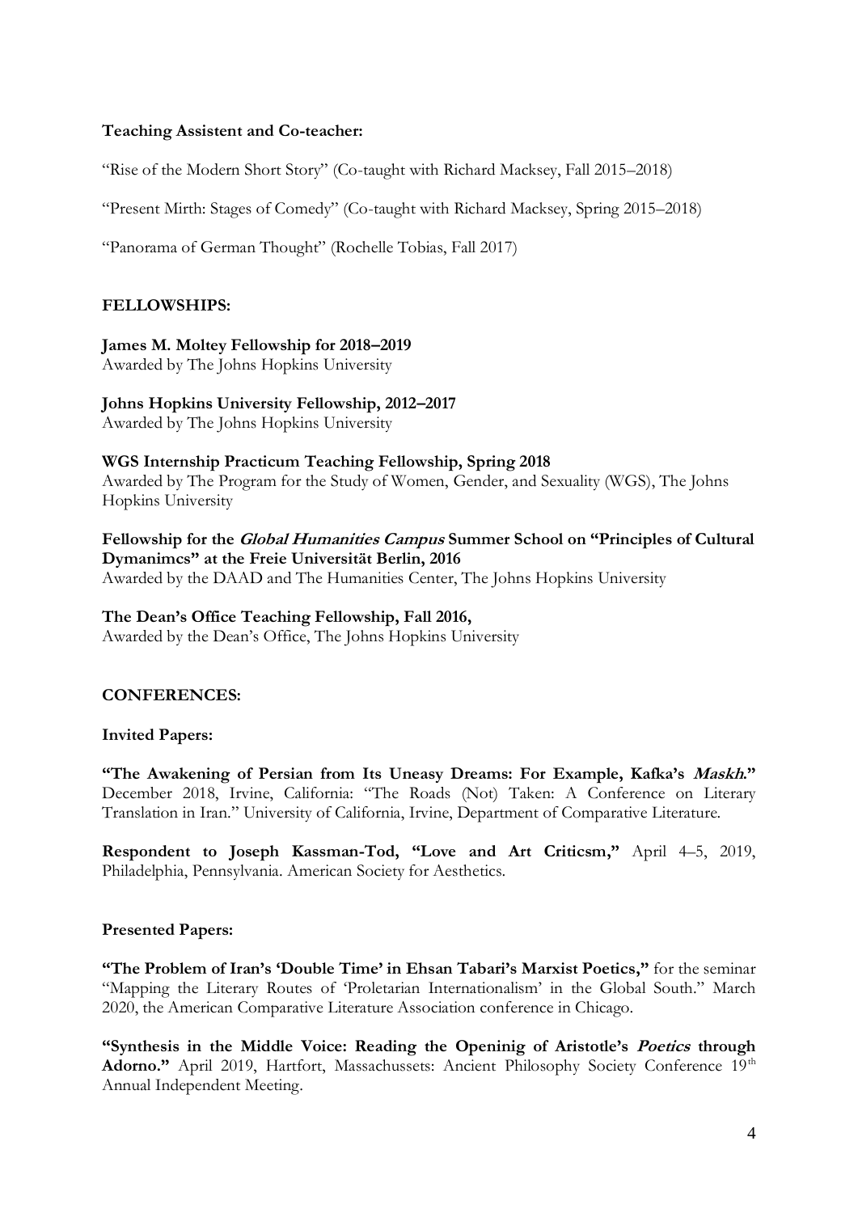**Teaching Assistent and Co-teacher:**

"Rise of the Modern Short Story" (Co-taught with Richard Macksey, Fall 2015–2018)

"Present Mirth: Stages of Comedy" (Co-taught with Richard Macksey, Spring 2015–2018)

"Panorama of German Thought" (Rochelle Tobias, Fall 2017)

**FELLOWSHIPS:**

**James M. Moltey Fellowship for 2018–2019**
Awarded by The Johns Hopkins University

**Johns Hopkins University Fellowship, 2012–2017**
Awarded by The Johns Hopkins University

**WGS Internship Practicum Teaching Fellowship, Spring 2018**
Awarded by The Program for the Study of Women, Gender, and Sexuality (WGS), The Johns Hopkins University

**Fellowship for the *Global Humanities Campus* Summer School on "Principles of Cultural Dymanimcs" at the Freie Universität Berlin, 2016**
Awarded by the DAAD and The Humanities Center, The Johns Hopkins University

**The Dean's Office Teaching Fellowship, Fall 2016,**
Awarded by the Dean's Office, The Johns Hopkins University

**CONFERENCES:**

**Invited Papers:**

**"The Awakening of Persian from Its Uneasy Dreams: For Example, Kafka's *Maskh*."** December 2018, Irvine, California: "The Roads (Not) Taken: A Conference on Literary Translation in Iran." University of California, Irvine, Department of Comparative Literature.

**Respondent to Joseph Kassman-Tod, "Love and Art Criticsm,"** April 4–5, 2019, Philadelphia, Pennsylvania. American Society for Aesthetics.

**Presented Papers:**

**"The Problem of Iran's 'Double Time' in Ehsan Tabari's Marxist Poetics,"** for the seminar "Mapping the Literary Routes of 'Proletarian Internationalism' in the Global South." March 2020, the American Comparative Literature Association conference in Chicago.

**"Synthesis in the Middle Voice: Reading the Openinig of Aristotle's *Poetics* through Adorno."** April 2019, Hartfort, Massachussets: Ancient Philosophy Society Conference 19th Annual Independent Meeting.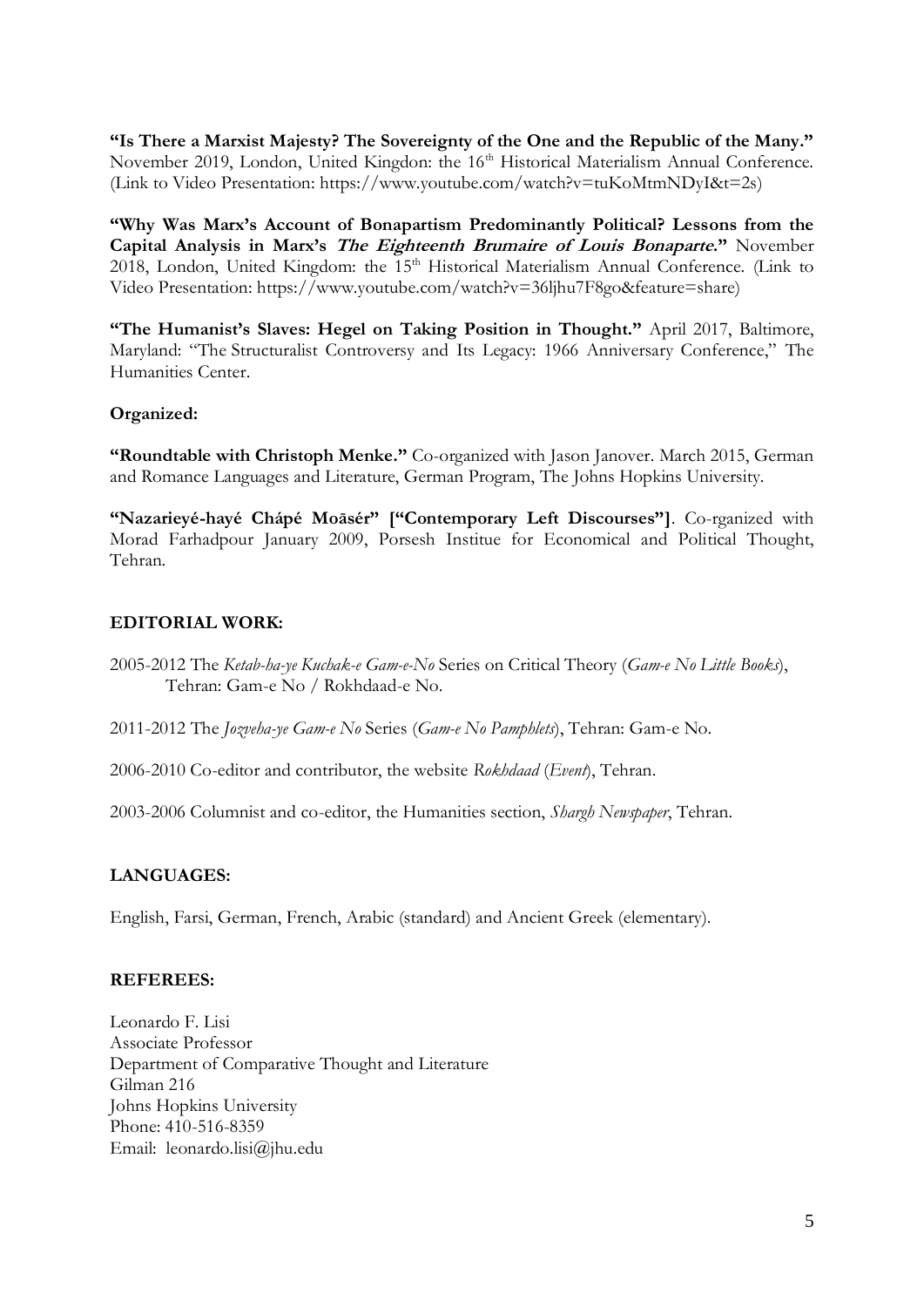**"Is There a Marxist Majesty? The Sovereignty of the One and the Republic of the Many."** November 2019, London, United Kingdom: the 16th Historical Materialism Annual Conference. (Link to Video Presentation: https://www.youtube.com/watch?v=tuKoMtmNDyI&t=2s)

**"Why Was Marx's Account of Bonapartism Predominantly Political? Lessons from the Capital Analysis in Marx's *The Eighteenth Brumaire of Louis Bonaparte*."** November 2018, London, United Kingdom: the 15th Historical Materialism Annual Conference. (Link to Video Presentation: https://www.youtube.com/watch?v=36ljhu7F8go&feature=share)

**"The Humanist's Slaves: Hegel on Taking Position in Thought."** April 2017, Baltimore, Maryland: "The Structuralist Controversy and Its Legacy: 1966 Anniversary Conference," The Humanities Center.

**Organized:**

**"Roundtable with Christoph Menke."** Co-organized with Jason Janover. March 2015, German and Romance Languages and Literature, German Program, The Johns Hopkins University.

**"Nazarieyé-hayé Chápé Moāsér" ["Contemporary Left Discourses"]**. Co-rganized with Morad Farhadpour January 2009, Porsesh Institue for Economical and Political Thought, Tehran.

## EDITORIAL WORK:

2005-2012 The *Ketab-ha-ye Kuchak-e Gam-e-No* Series on Critical Theory (*Gam-e No Little Books*), Tehran: Gam-e No / Rokhdaad-e No.

2011-2012 The *Jozveha-ye Gam-e No* Series (*Gam-e No Pamphlets*), Tehran: Gam-e No.

2006-2010 Co-editor and contributor, the website *Rokhdaad* (*Event*), Tehran.

2003-2006 Columnist and co-editor, the Humanities section, *Shargh Newspaper*, Tehran.

## LANGUAGES:

English, Farsi, German, French, Arabic (standard) and Ancient Greek (elementary).

## REFEREES:

Leonardo F. Lisi
Associate Professor
Department of Comparative Thought and Literature
Gilman 216
Johns Hopkins University
Phone: 410-516-8359
Email: leonardo.lisi@jhu.edu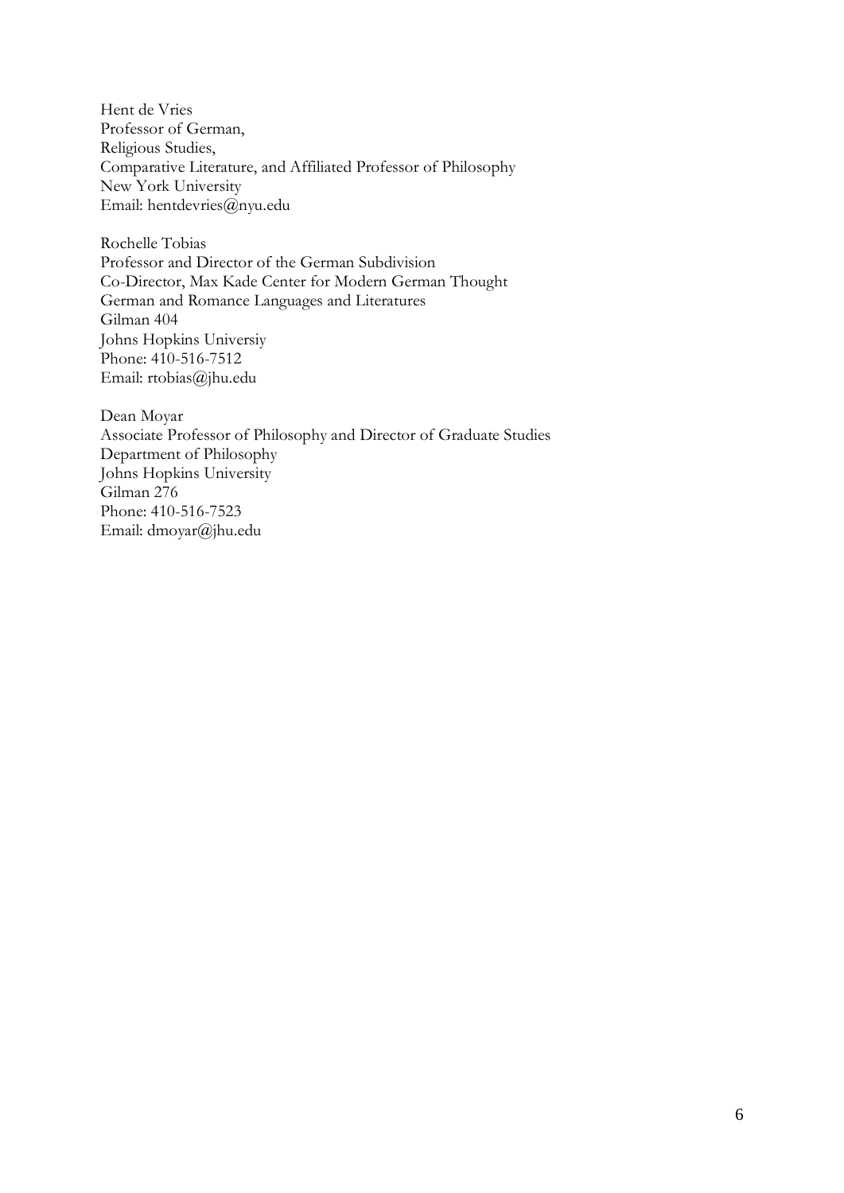Hent de Vries
Professor of German,
Religious Studies,
Comparative Literature, and Affiliated Professor of Philosophy
New York University
Email: hentdevries@nyu.edu

Rochelle Tobias
Professor and Director of the German Subdivision
Co-Director, Max Kade Center for Modern German Thought
German and Romance Languages and Literatures
Gilman 404
Johns Hopkins Universiy
Phone: 410-516-7512
Email: rtobias@jhu.edu

Dean Moyar
Associate Professor of Philosophy and Director of Graduate Studies
Department of Philosophy
Johns Hopkins University
Gilman 276
Phone: 410-516-7523
Email: dmoyar@jhu.edu